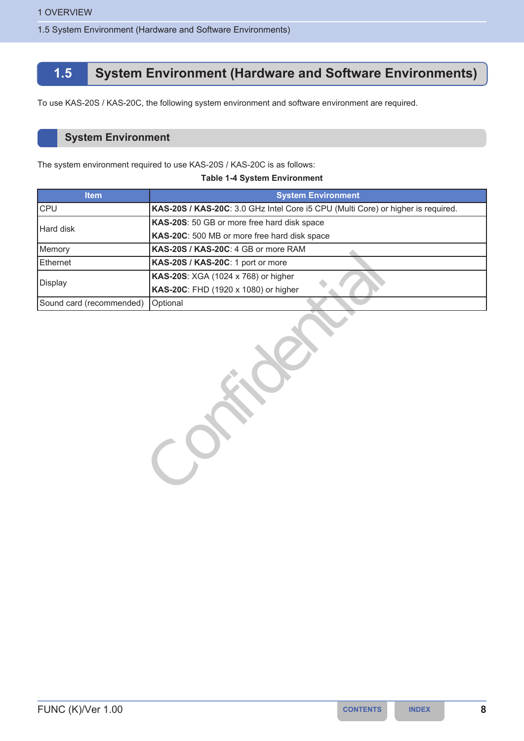# 1.5 System Environment (Hardware and Software Environments)

To use KAS-20S / KAS-20C, the following system environment and software environment are required.

## System Environment

The system environment required to use KAS-20S / KAS-20C is as follows:

**Table 1-4 System Environment**

| Item | System Environment |
|---|---|
| CPU | **KAS-20S / KAS-20C**: 3.0 GHz Intel Core i5 CPU (Multi Core) or higher is required. |
| Hard disk | **KAS-20S**: 50 GB or more free hard disk space<br>**KAS-20C**: 500 MB or more free hard disk space |
| Memory | **KAS-20S / KAS-20C**: 4 GB or more RAM |
| Ethernet | **KAS-20S / KAS-20C**: 1 port or more |
| Display | **KAS-20S**: XGA (1024 x 768) or higher<br>**KAS-20C**: FHD (1920 x 1080) or higher |
| Sound card (recommended) | Optional |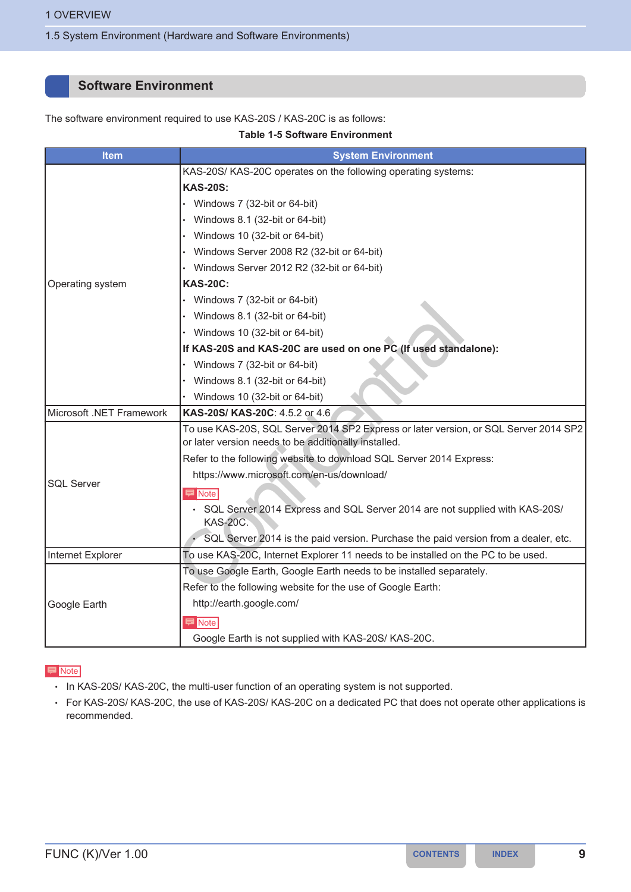## Software Environment

The software environment required to use KAS-20S / KAS-20C is as follows:

**Table 1-5 Software Environment**

| Item | System Environment |
|---|---|
| Operating system | KAS-20S/ KAS-20C operates on the following operating systems:<br>**KAS-20S:**<br>• Windows 7 (32-bit or 64-bit)<br>• Windows 8.1 (32-bit or 64-bit)<br>• Windows 10 (32-bit or 64-bit)<br>• Windows Server 2008 R2 (32-bit or 64-bit)<br>• Windows Server 2012 R2 (32-bit or 64-bit)<br>**KAS-20C:**<br>• Windows 7 (32-bit or 64-bit)<br>• Windows 8.1 (32-bit or 64-bit)<br>• Windows 10 (32-bit or 64-bit)<br>**If KAS-20S and KAS-20C are used on one PC (If used standalone):**<br>• Windows 7 (32-bit or 64-bit)<br>• Windows 8.1 (32-bit or 64-bit)<br>• Windows 10 (32-bit or 64-bit) |
| Microsoft .NET Framework | **KAS-20S/ KAS-20C**: 4.5.2 or 4.6 |
| SQL Server | To use KAS-20S, SQL Server 2014 SP2 Express or later version, or SQL Server 2014 SP2 or later version needs to be additionally installed.<br>Refer to the following website to download SQL Server 2014 Express:<br>https://www.microsoft.com/en-us/download/<br>Note<br>• SQL Server 2014 Express and SQL Server 2014 are not supplied with KAS-20S/ KAS-20C.<br>• SQL Server 2014 is the paid version. Purchase the paid version from a dealer, etc. |
| Internet Explorer | To use KAS-20C, Internet Explorer 11 needs to be installed on the PC to be used. |
| Google Earth | To use Google Earth, Google Earth needs to be installed separately.<br>Refer to the following website for the use of Google Earth:<br>http://earth.google.com/<br>Note<br>Google Earth is not supplied with KAS-20S/ KAS-20C. |

Note

- In KAS-20S/ KAS-20C, the multi-user function of an operating system is not supported.
- For KAS-20S/ KAS-20C, the use of KAS-20S/ KAS-20C on a dedicated PC that does not operate other applications is recommended.